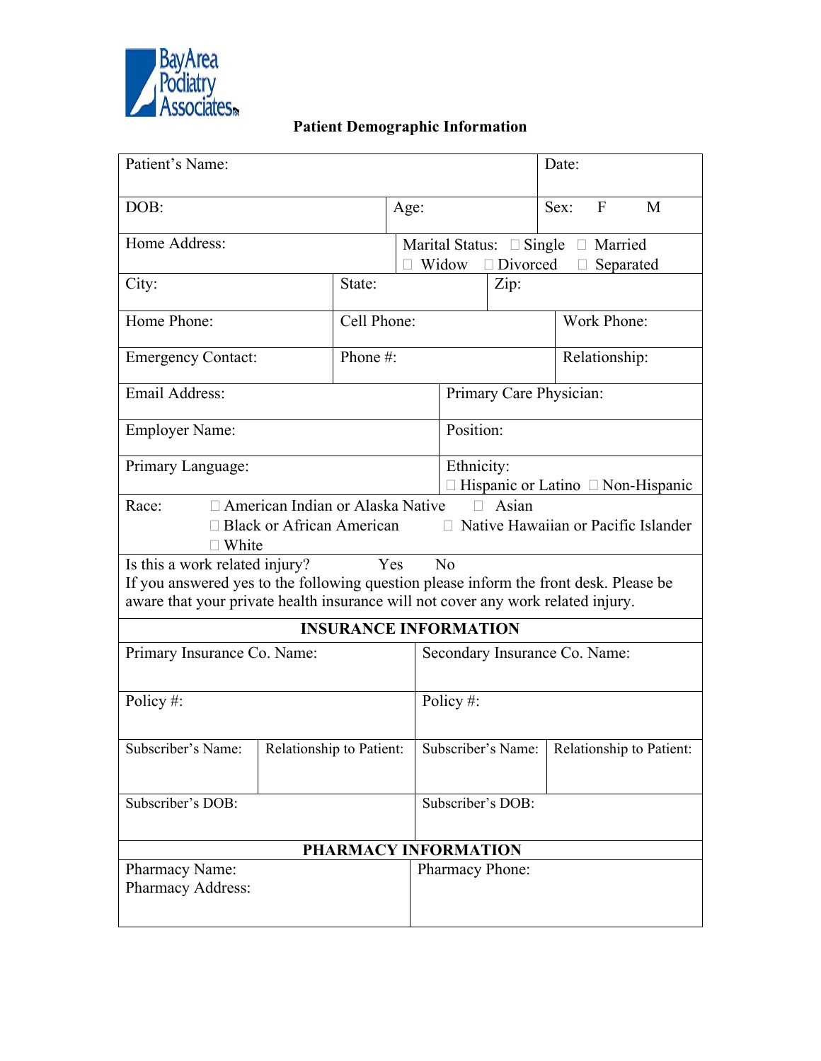Bay Area Podiatry Associates

# Patient Demographic Information

| | | | |
|---|---|---|---|
| Patient's Name: | | | Date: |
| DOB: | Age: | | Sex: F M |
| Home Address: | Marital Status: ☐ Single ☐ Married ☐ Widow ☐ Divorced ☐ Separated | | |
| City: | State: | Zip: | |
| Home Phone: | Cell Phone: | | Work Phone: |
| Emergency Contact: | Phone #: | | Relationship: |
| Email Address: | | Primary Care Physician: | |
| Employer Name: | | Position: | |
| Primary Language: | | Ethnicity: ☐ Hispanic or Latino ☐ Non-Hispanic | |

Race: ☐ American Indian or Alaska Native ☐ Asian ☐ Black or African American ☐ Native Hawaiian or Pacific Islander ☐ White

Is this a work related injury? Yes No

If you answered yes to the following question please inform the front desk. Please be aware that your private health insurance will not cover any work related injury.

## INSURANCE INFORMATION

| | | | |
|---|---|---|---|
| Primary Insurance Co. Name: | | Secondary Insurance Co. Name: | |
| Policy #: | | Policy #: | |
| Subscriber's Name: | Relationship to Patient: | Subscriber's Name: | Relationship to Patient: |
| Subscriber's DOB: | | Subscriber's DOB: | |

## PHARMACY INFORMATION

| | |
|---|---|
| Pharmacy Name:<br>Pharmacy Address: | Pharmacy Phone: |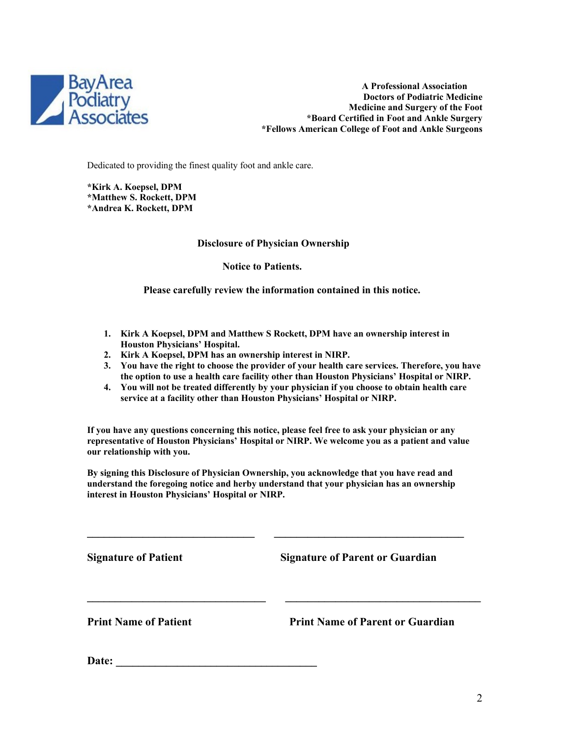Bay Area Podiatry Associates

**A Professional Association**
**Doctors of Podiatric Medicine**
**Medicine and Surgery of the Foot**
***Board Certified in Foot and Ankle Surgery**
***Fellows American College of Foot and Ankle Surgeons**

Dedicated to providing the finest quality foot and ankle care.

***Kirk A. Koepsel, DPM**
***Matthew S. Rockett, DPM**
***Andrea K. Rockett, DPM**

## Disclosure of Physician Ownership

### Notice to Patients.

**Please carefully review the information contained in this notice.**

1. **Kirk A Koepsel, DPM and Matthew S Rockett, DPM have an ownership interest in Houston Physicians' Hospital.**
2. **Kirk A Koepsel, DPM has an ownership interest in NIRP.**
3. **You have the right to choose the provider of your health care services. Therefore, you have the option to use a health care facility other than Houston Physicians' Hospital or NIRP.**
4. **You will not be treated differently by your physician if you choose to obtain health care service at a facility other than Houston Physicians' Hospital or NIRP.**

**If you have any questions concerning this notice, please feel free to ask your physician or any representative of Houston Physicians' Hospital or NIRP. We welcome you as a patient and value our relationship with you.**

**By signing this Disclosure of Physician Ownership, you acknowledge that you have read and understand the foregoing notice and herby understand that your physician has an ownership interest in Houston Physicians' Hospital or NIRP.**

________________________________ ____________________________________

**Signature of Patient** **Signature of Parent or Guardian**

________________________________ ____________________________________

**Print Name of Patient** **Print Name of Parent or Guardian**

**Date:** ___________________________________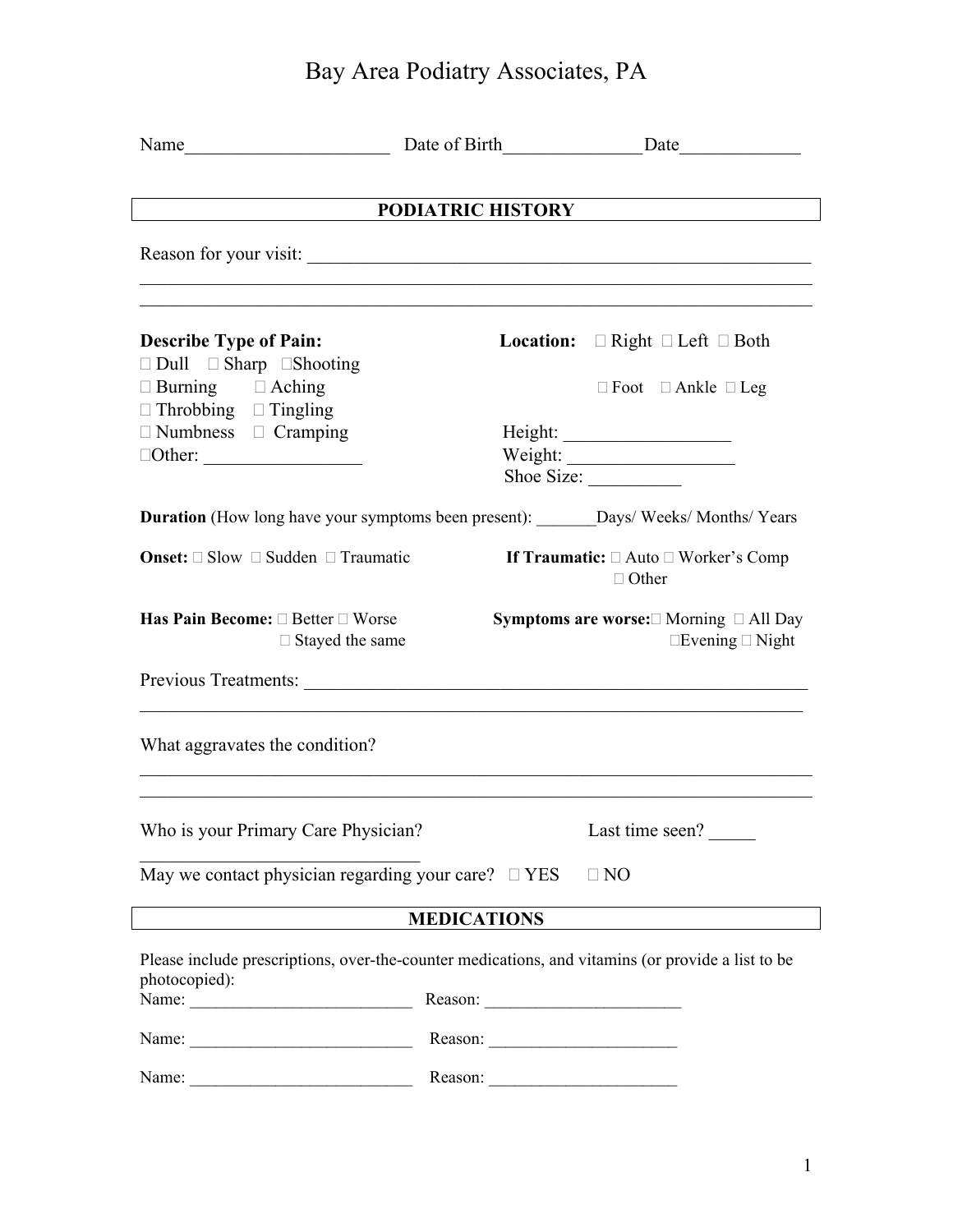# Bay Area Podiatry Associates, PA

Name______________________ Date of Birth_______________ Date_____________

## PODIATRIC HISTORY

Reason for your visit: ___________________________________________________________

_________________________________________________________________________

_________________________________________________________________________

**Describe Type of Pain:**

☐ Dull ☐ Sharp ☐ Shooting
☐ Burning ☐ Aching
☐ Throbbing ☐ Tingling
☐ Numbness ☐ Cramping
☐ Other: _________________

**Location:** ☐ Right ☐ Left ☐ Both

☐ Foot ☐ Ankle ☐ Leg

Height: __________________
Weight: __________________
Shoe Size: __________

**Duration** (How long have your symptoms been present): _______Days/ Weeks/ Months/ Years

**Onset:** ☐ Slow ☐ Sudden ☐ Traumatic

**If Traumatic:** ☐ Auto ☐ Worker's Comp ☐ Other

**Has Pain Become:** ☐ Better ☐ Worse ☐ Stayed the same

**Symptoms are worse:** ☐ Morning ☐ All Day ☐ Evening ☐ Night

Previous Treatments: __________________________________________________________

_________________________________________________________________________

What aggravates the condition?

_________________________________________________________________________

_________________________________________________________________________

Who is your Primary Care Physician? Last time seen? _____

_______________________________

May we contact physician regarding your care? ☐ YES ☐ NO

## MEDICATIONS

Please include prescriptions, over-the-counter medications, and vitamins (or provide a list to be photocopied):

Name: __________________________ Reason: _______________________

Name: __________________________ Reason: ______________________

Name: __________________________ Reason: ______________________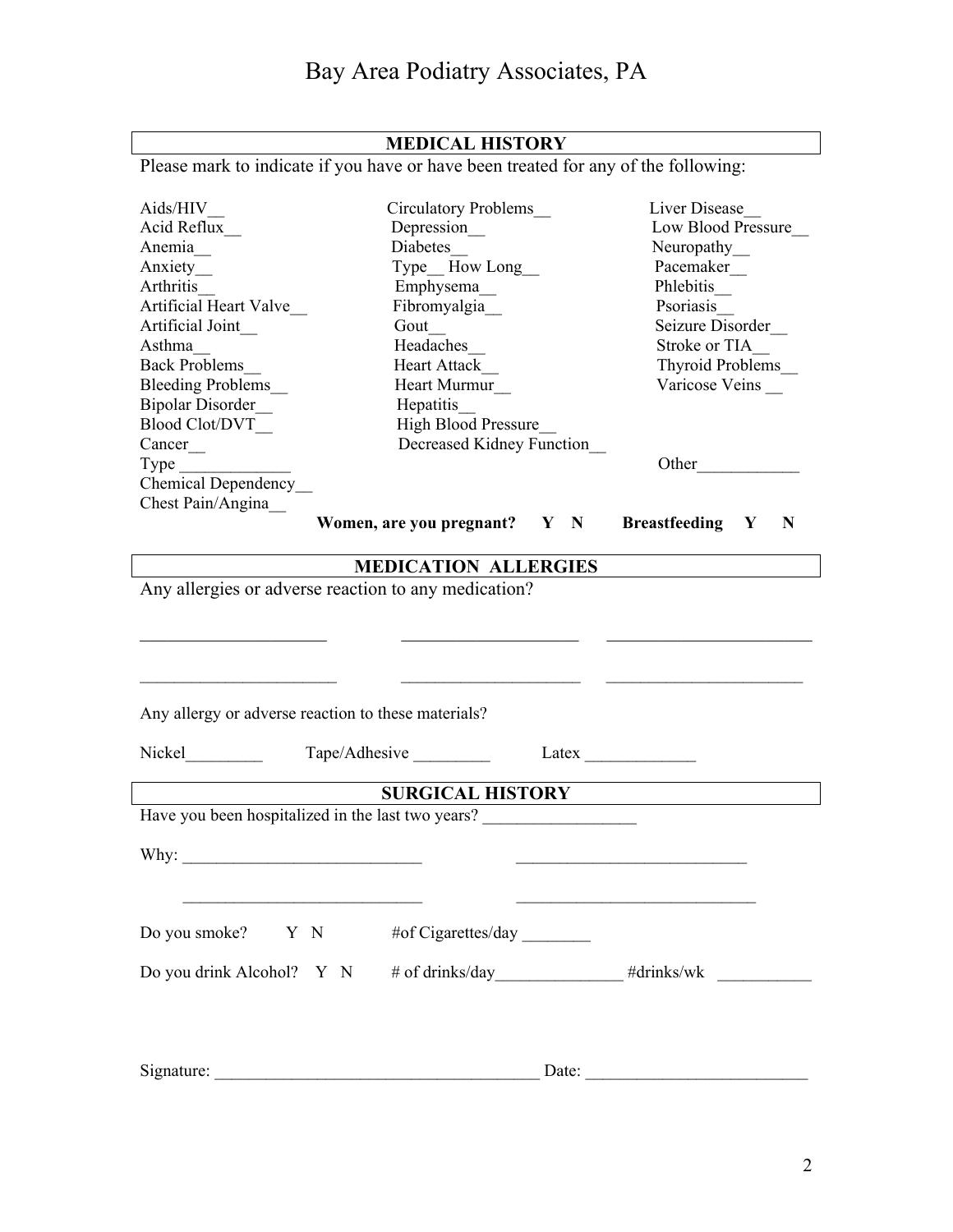# Bay Area Podiatry Associates, PA

## MEDICAL HISTORY

Please mark to indicate if you have or have been treated for any of the following:

Aids/HIV__
Acid Reflux__
Anemia__
Anxiety__
Arthritis__
Artificial Heart Valve__
Artificial Joint__
Asthma__
Back Problems__
Bleeding Problems__
Bipolar Disorder__
Blood Clot/DVT__
Cancer__
Type ____________
Chemical Dependency__
Chest Pain/Angina__

Circulatory Problems__
Depression__
Diabetes__
Type__ How Long__
Emphysema__
Fibromyalgia__
Gout__
Headaches__
Heart Attack__
Heart Murmur__
Hepatitis__
High Blood Pressure__
Decreased Kidney Function__

Liver Disease__
Low Blood Pressure__
Neuropathy__
Pacemaker__
Phlebitis__
Psoriasis__
Seizure Disorder__
Stroke or TIA__
Thyroid Problems__
Varicose Veins __

Other____________

**Women, are you pregnant? Y N** **Breastfeeding Y N**

## MEDICATION ALLERGIES

Any allergies or adverse reaction to any medication?

____________________ ____________________ ______________________

____________________ ____________________ ______________________

Any allergy or adverse reaction to these materials?

Nickel_________ Tape/Adhesive _________ Latex _____________

## SURGICAL HISTORY

Have you been hospitalized in the last two years? _________________

Why: ___________________________ ___________________________

___________________________ ___________________________

Do you smoke? Y N #of Cigarettes/day ________

Do you drink Alcohol? Y N # of drinks/day_______________ #drinks/wk ___________

Signature: ____________________________________ Date: _________________________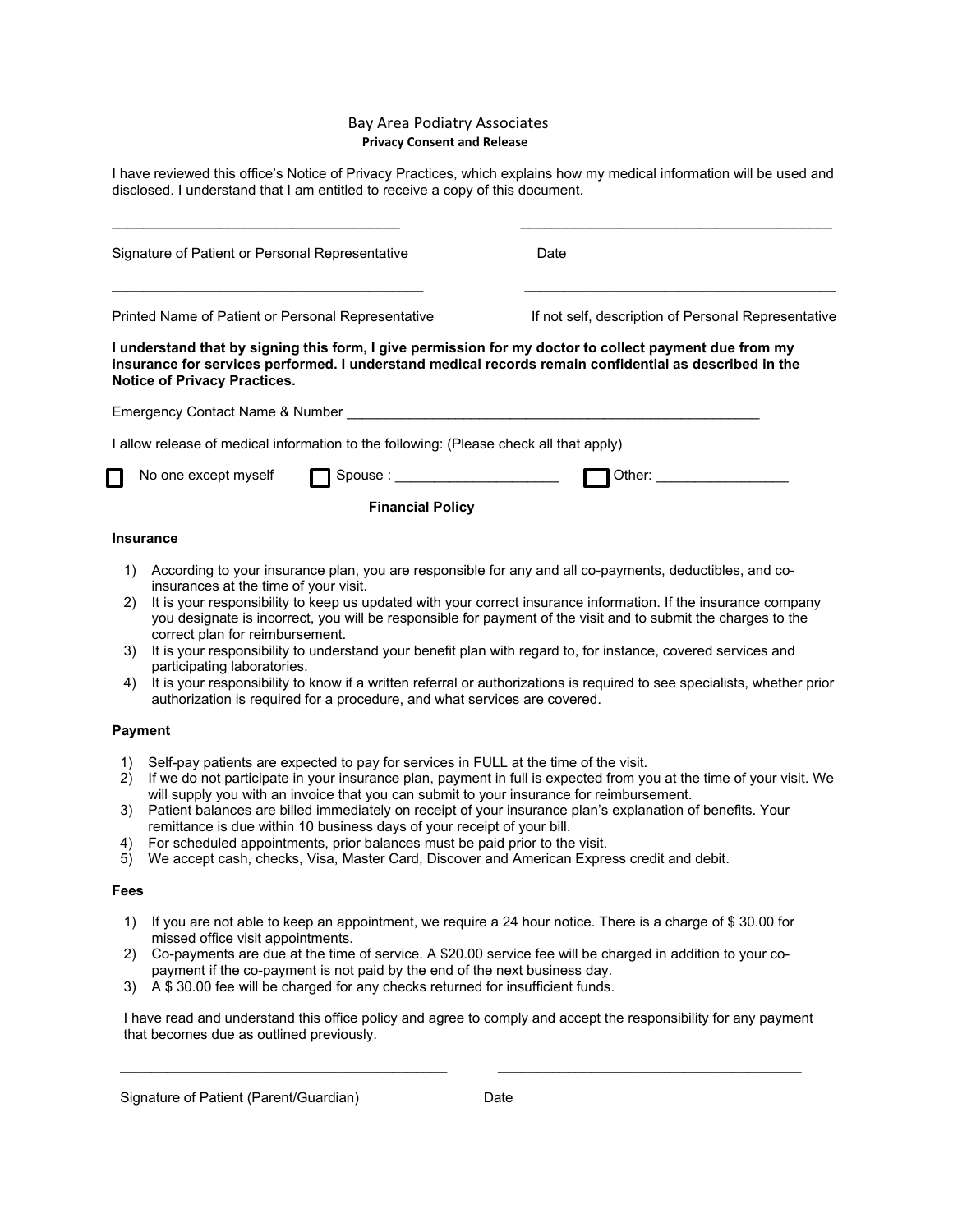# Bay Area Podiatry Associates

**Privacy Consent and Release**

I have reviewed this office's Notice of Privacy Practices, which explains how my medical information will be used and disclosed. I understand that I am entitled to receive a copy of this document.

_____________________________________ _________________________________________

Signature of Patient or Personal Representative Date

_______________________________________ _________________________________________

Printed Name of Patient or Personal Representative If not self, description of Personal Representative

**I understand that by signing this form, I give permission for my doctor to collect payment due from my insurance for services performed. I understand medical records remain confidential as described in the Notice of Privacy Practices.**

Emergency Contact Name & Number _________________________________________________________

I allow release of medical information to the following: (Please check all that apply)

☐ No one except myself ☐ Spouse : ______________________ ☐ Other: _________________

## Financial Policy

### Insurance

1) According to your insurance plan, you are responsible for any and all co-payments, deductibles, and co-insurances at the time of your visit.
2) It is your responsibility to keep us updated with your correct insurance information. If the insurance company you designate is incorrect, you will be responsible for payment of the visit and to submit the charges to the correct plan for reimbursement.
3) It is your responsibility to understand your benefit plan with regard to, for instance, covered services and participating laboratories.
4) It is your responsibility to know if a written referral or authorizations is required to see specialists, whether prior authorization is required for a procedure, and what services are covered.

### Payment

1) Self-pay patients are expected to pay for services in FULL at the time of the visit.
2) If we do not participate in your insurance plan, payment in full is expected from you at the time of your visit. We will supply you with an invoice that you can submit to your insurance for reimbursement.
3) Patient balances are billed immediately on receipt of your insurance plan's explanation of benefits. Your remittance is due within 10 business days of your receipt of your bill.
4) For scheduled appointments, prior balances must be paid prior to the visit.
5) We accept cash, checks, Visa, Master Card, Discover and American Express credit and debit.

### Fees

1) If you are not able to keep an appointment, we require a 24 hour notice. There is a charge of $ 30.00 for missed office visit appointments.
2) Co-payments are due at the time of service. A $20.00 service fee will be charged in addition to your co-payment if the co-payment is not paid by the end of the next business day.
3) A $ 30.00 fee will be charged for any checks returned for insufficient funds.

I have read and understand this office policy and agree to comply and accept the responsibility for any payment that becomes due as outlined previously.

___________________________________________ ________________________________________

Signature of Patient (Parent/Guardian) Date